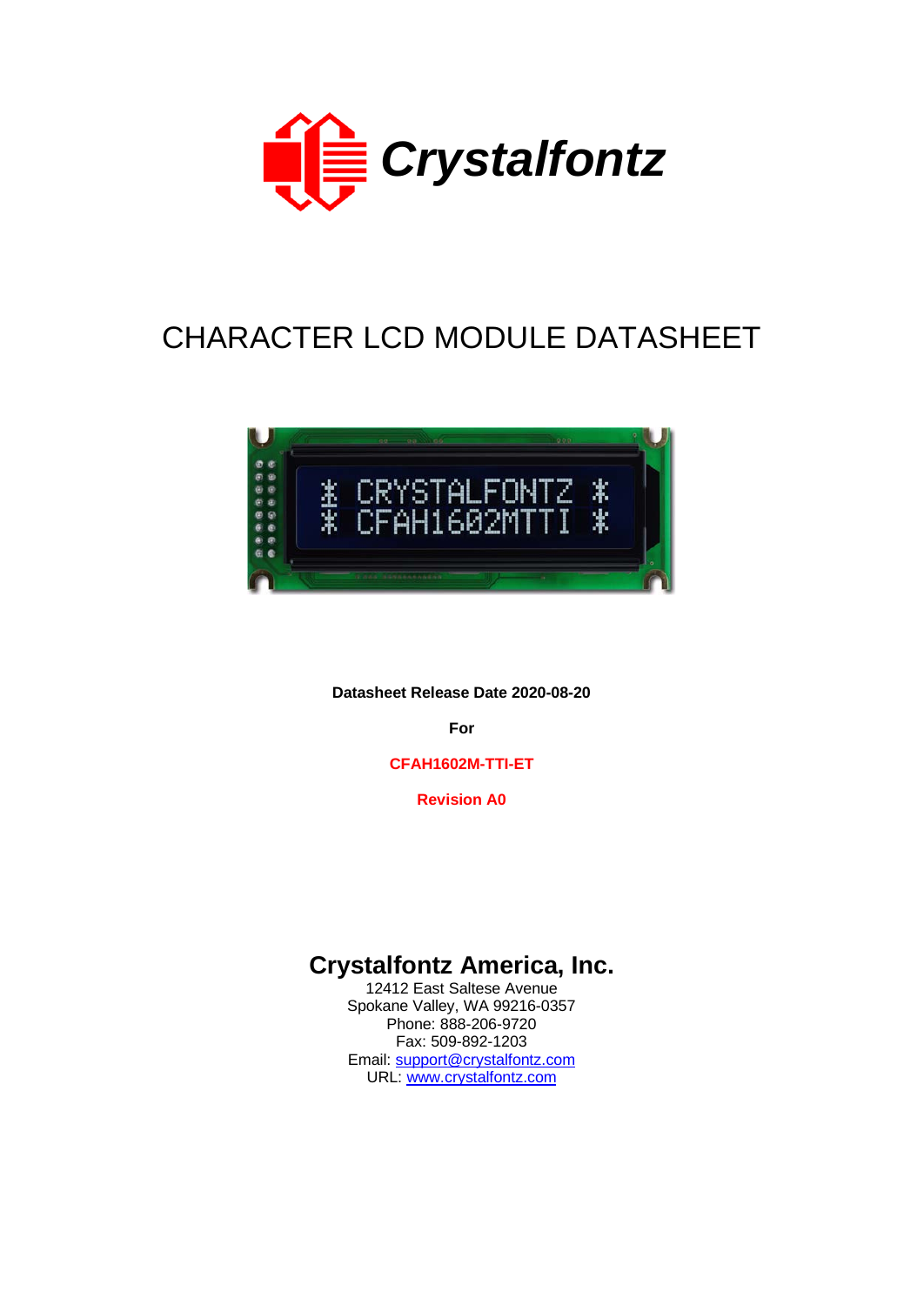Crystalfontz

# CHARACTER LCD MODULE DATASHEET

**Datasheet Release Date 2020-08-20**

**For**

**CFAH1602M-TTI-ET**

**Revision A0**

## Crystalfontz America, Inc.

12412 East Saltese Avenue
Spokane Valley, WA 99216-0357
Phone: 888-206-9720
Fax: 509-892-1203
Email: support@crystalfontz.com
URL: www.crystalfontz.com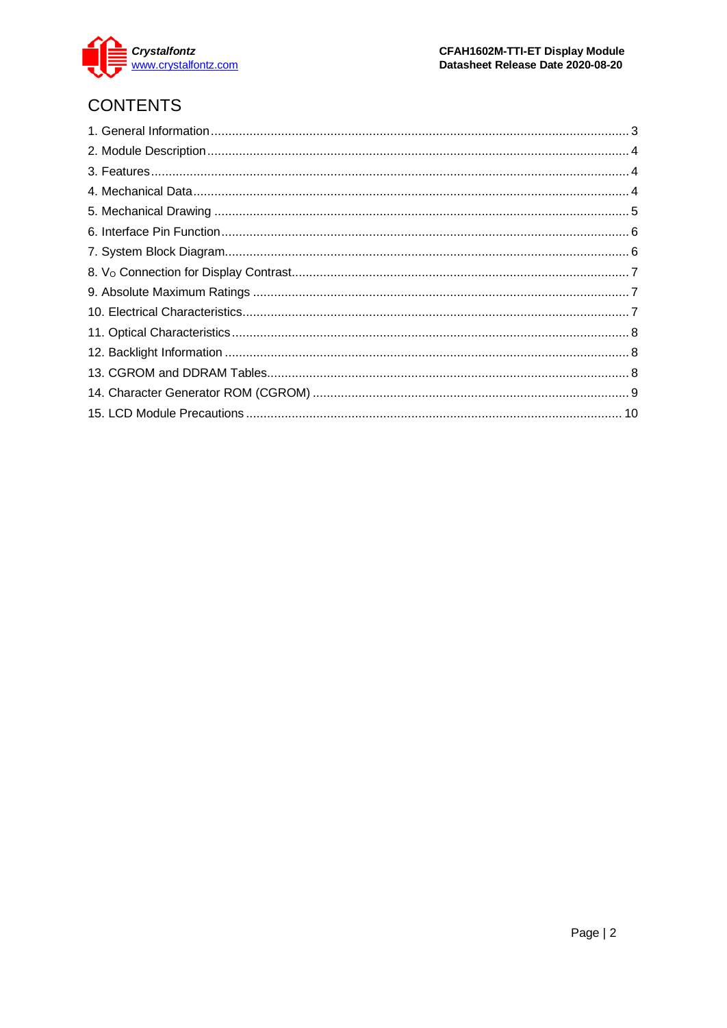# CONTENTS

1. General Information ..................................................................................................... 3
2. Module Description ...................................................................................................... 4
3. Features ........................................................................................................................ 4
4. Mechanical Data ........................................................................................................... 4
5. Mechanical Drawing ..................................................................................................... 5
6. Interface Pin Function ................................................................................................... 6
7. System Block Diagram .................................................................................................. 6
8. $V_O$ Connection for Display Contrast ........................................................................... 7
9. Absolute Maximum Ratings .......................................................................................... 7
10. Electrical Characteristics ............................................................................................. 7
11. Optical Characteristics ................................................................................................ 8
12. Backlight Information .................................................................................................. 8
13. CGROM and DDRAM Tables ...................................................................................... 8
14. Character Generator ROM (CGROM) ......................................................................... 9
15. LCD Module Precautions ........................................................................................... 10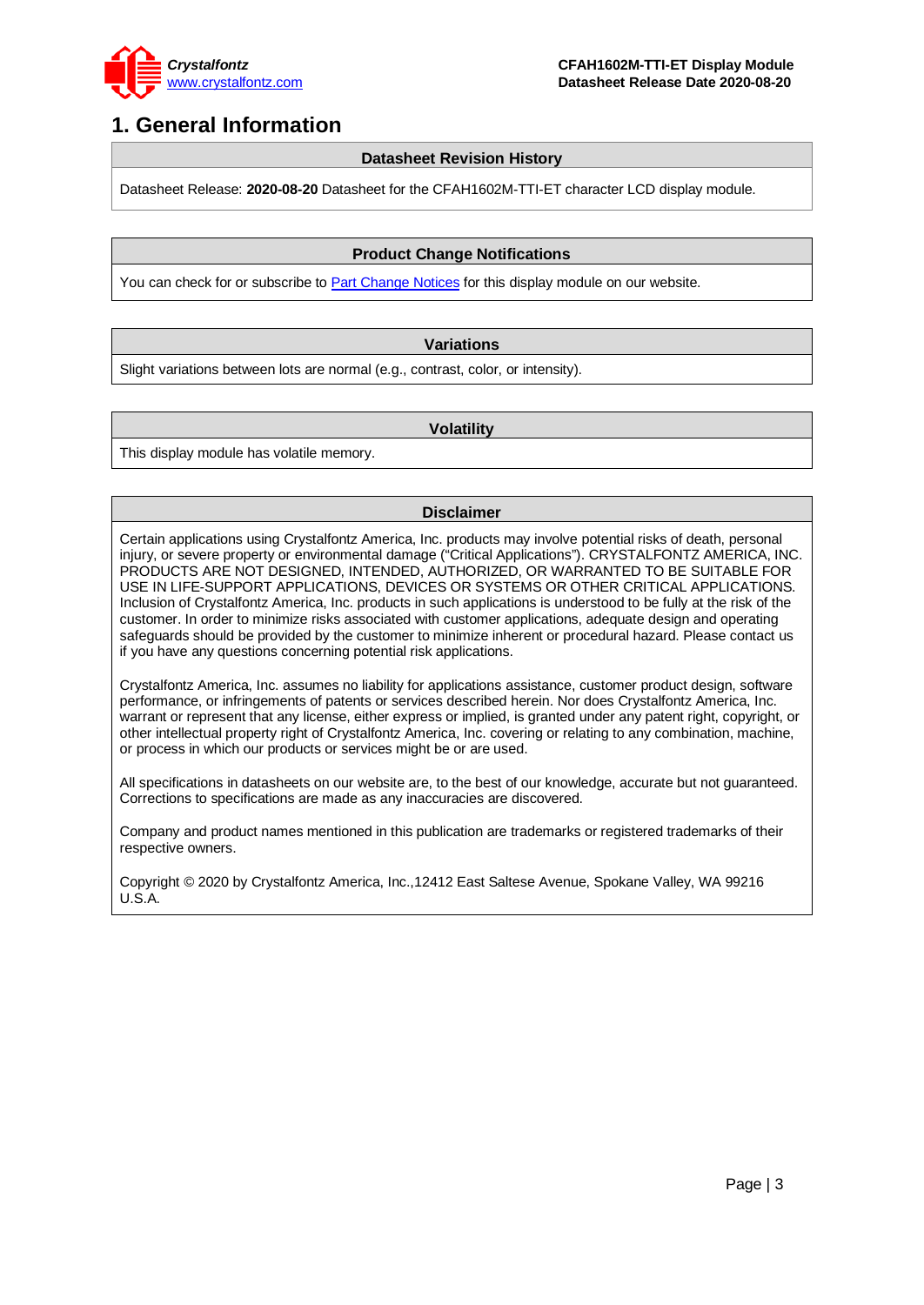# 1. General Information

| Datasheet Revision History |
|---|
| Datasheet Release: **2020-08-20** Datasheet for the CFAH1602M-TTI-ET character LCD display module. |

| Product Change Notifications |
|---|
| You can check for or subscribe to Part Change Notices for this display module on our website. |

| Variations |
|---|
| Slight variations between lots are normal (e.g., contrast, color, or intensity). |

| Volatility |
|---|
| This display module has volatile memory. |

**Disclaimer**

Certain applications using Crystalfontz America, Inc. products may involve potential risks of death, personal injury, or severe property or environmental damage ("Critical Applications"). CRYSTALFONTZ AMERICA, INC. PRODUCTS ARE NOT DESIGNED, INTENDED, AUTHORIZED, OR WARRANTED TO BE SUITABLE FOR USE IN LIFE-SUPPORT APPLICATIONS, DEVICES OR SYSTEMS OR OTHER CRITICAL APPLICATIONS. Inclusion of Crystalfontz America, Inc. products in such applications is understood to be fully at the risk of the customer. In order to minimize risks associated with customer applications, adequate design and operating safeguards should be provided by the customer to minimize inherent or procedural hazard. Please contact us if you have any questions concerning potential risk applications.

Crystalfontz America, Inc. assumes no liability for applications assistance, customer product design, software performance, or infringements of patents or services described herein. Nor does Crystalfontz America, Inc. warrant or represent that any license, either express or implied, is granted under any patent right, copyright, or other intellectual property right of Crystalfontz America, Inc. covering or relating to any combination, machine, or process in which our products or services might be or are used.

All specifications in datasheets on our website are, to the best of our knowledge, accurate but not guaranteed. Corrections to specifications are made as any inaccuracies are discovered.

Company and product names mentioned in this publication are trademarks or registered trademarks of their respective owners.

Copyright © 2020 by Crystalfontz America, Inc.,12412 East Saltese Avenue, Spokane Valley, WA 99216 U.S.A.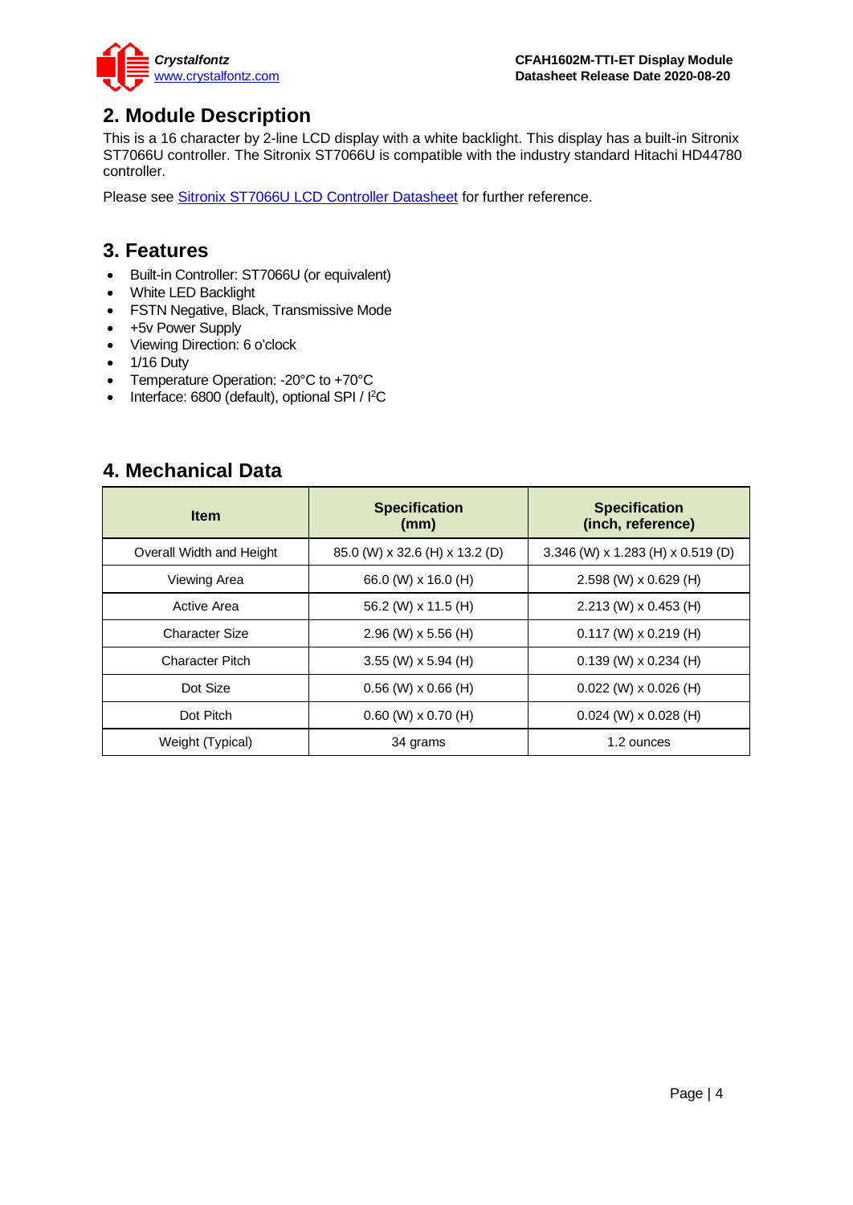## 2. Module Description

This is a 16 character by 2-line LCD display with a white backlight. This display has a built-in Sitronix ST7066U controller. The Sitronix ST7066U is compatible with the industry standard Hitachi HD44780 controller.

Please see Sitronix ST7066U LCD Controller Datasheet for further reference.

## 3. Features

- Built-in Controller: ST7066U (or equivalent)
- White LED Backlight
- FSTN Negative, Black, Transmissive Mode
- +5v Power Supply
- Viewing Direction: 6 o'clock
- 1/16 Duty
- Temperature Operation: -20°C to +70°C
- Interface: 6800 (default), optional SPI / $I^2C$

## 4. Mechanical Data

| Item | Specification (mm) | Specification (inch, reference) |
|---|---|---|
| Overall Width and Height | 85.0 (W) x 32.6 (H) x 13.2 (D) | 3.346 (W) x 1.283 (H) x 0.519 (D) |
| Viewing Area | 66.0 (W) x 16.0 (H) | 2.598 (W) x 0.629 (H) |
| Active Area | 56.2 (W) x 11.5 (H) | 2.213 (W) x 0.453 (H) |
| Character Size | 2.96 (W) x 5.56 (H) | 0.117 (W) x 0.219 (H) |
| Character Pitch | 3.55 (W) x 5.94 (H) | 0.139 (W) x 0.234 (H) |
| Dot Size | 0.56 (W) x 0.66 (H) | 0.022 (W) x 0.026 (H) |
| Dot Pitch | 0.60 (W) x 0.70 (H) | 0.024 (W) x 0.028 (H) |
| Weight (Typical) | 34 grams | 1.2 ounces |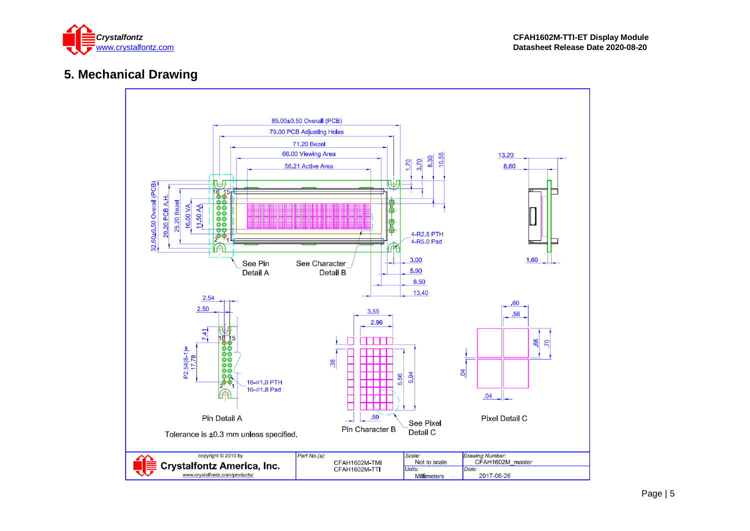## 5. Mechanical Drawing

85.00±0.50 Overall (PCB)

79.00 PCB Adjusting Holes

71.20 Bezel

66.00 Viewing Area

56.21 Active Area

1.70 3.70 8.30 10.55

13.20

8.60

32.60±0.50 Overall (PCB)

29.20 PCB A.H.

25.20 Bezel

16.00 VA

11.50 AA

16 15

2 1

4-R2.5 PTH

4-R5.0 Pad

1.60

See Pin Detail A

See Character Detail B

3.00

5.90

8.50

13.40

2.54

2.50

7.41

P2.54(8-1)= 17.78

16 15

2 1

16-Ø1.0 PTH

16-Ø1.8 Pad

Pin Detail A

3.55

2.96

.38

5.56

5.94

.59

Pin Character B

See Pixel Detail C

.60

.56

.66

.70

.04

.04

Pixel Detail C

Tolerance is ±0.3 mm unless specified.

| copyright © 2010 by Crystalfontz America, Inc. www.crystalfontz.com/products/ | Part No.(s): CFAH1602M-TMI CFAH1602M-TTI | Scale: Not to scale | Drawing Number: CFAH1602M_master |
| --- | --- | --- | --- |
| | | Units: Millimeters | Date: 2017-06-26 |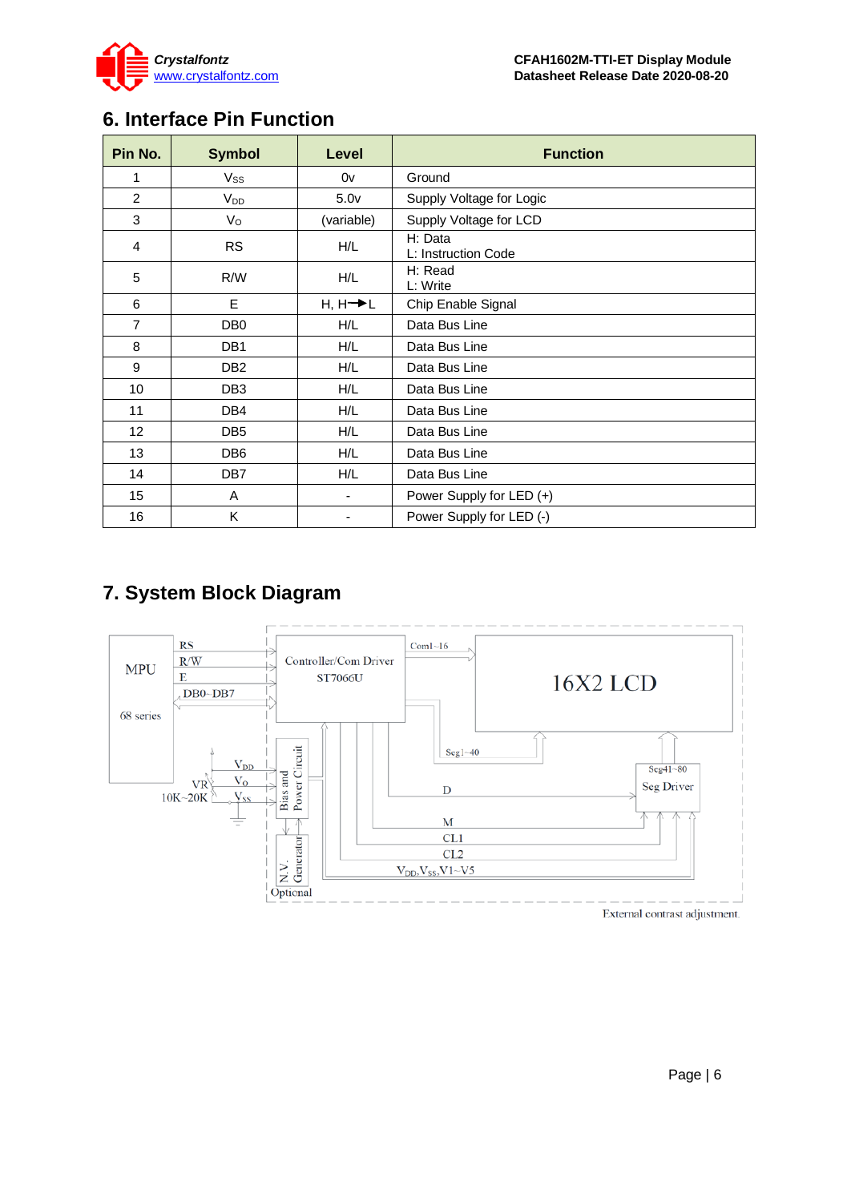## 6. Interface Pin Function

| Pin No. | Symbol | Level | Function |
|---|---|---|---|
| 1 | $V_{SS}$ | 0v | Ground |
| 2 | $V_{DD}$ | 5.0v | Supply Voltage for Logic |
| 3 | $V_O$ | (variable) | Supply Voltage for LCD |
| 4 | RS | H/L | H: Data<br>L: Instruction Code |
| 5 | R/W | H/L | H: Read<br>L: Write |
| 6 | E | H, H→L | Chip Enable Signal |
| 7 | DB0 | H/L | Data Bus Line |
| 8 | DB1 | H/L | Data Bus Line |
| 9 | DB2 | H/L | Data Bus Line |
| 10 | DB3 | H/L | Data Bus Line |
| 11 | DB4 | H/L | Data Bus Line |
| 12 | DB5 | H/L | Data Bus Line |
| 13 | DB6 | H/L | Data Bus Line |
| 14 | DB7 | H/L | Data Bus Line |
| 15 | A | - | Power Supply for LED (+) |
| 16 | K | - | Power Supply for LED (-) |

## 7. System Block Diagram

MPU 68 series — RS, R/W, E, DB0~DB7 — Controller/Com Driver ST7066U — Com1~16 — 16X2 LCD

Seg1~40; Seg41~80 Seg Driver; D; M; CL1; CL2; $V_{DD}$, $V_{SS}$, V1~V5

$V_{DD}$, $V_O$, $V_{SS}$; VR 10K~20K; Bias and Power Circuit; N.V. Generator; Optional

External contrast adjustment.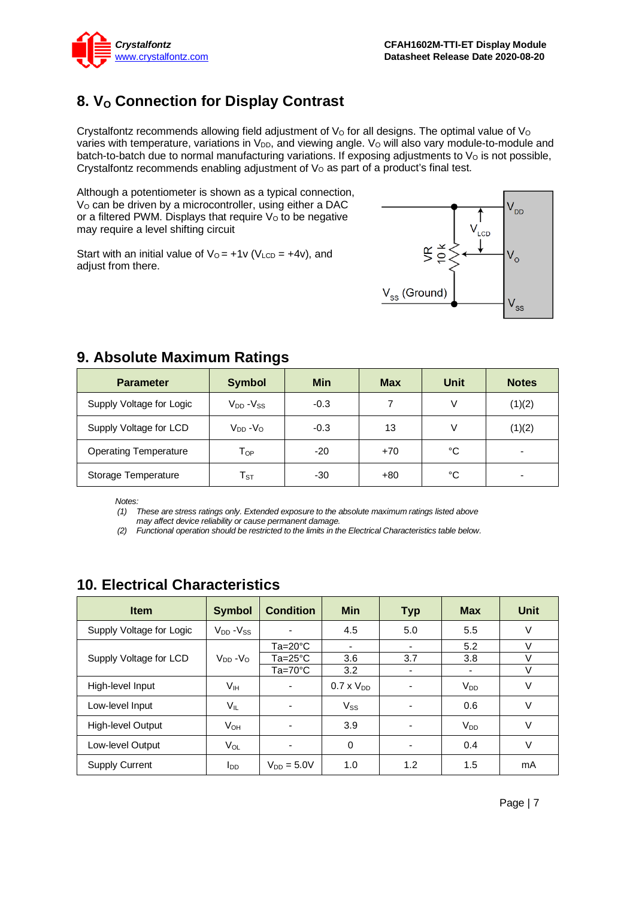## 8. $V_O$ Connection for Display Contrast

Crystalfontz recommends allowing field adjustment of $V_O$ for all designs. The optimal value of $V_O$ varies with temperature, variations in $V_{DD}$, and viewing angle. $V_O$ will also vary module-to-module and batch-to-batch due to normal manufacturing variations. If exposing adjustments to $V_O$ is not possible, Crystalfontz recommends enabling adjustment of $V_O$ as part of a product's final test.

Although a potentiometer is shown as a typical connection, $V_O$ can be driven by a microcontroller, using either a DAC or a filtered PWM. Displays that require $V_O$ to be negative may require a level shifting circuit

Start with an initial value of $V_O$ = +1v ($V_{LCD}$ = +4v), and adjust from there.

$V_{DD}$ | $V_{LCD}$ | VR 10 k | $V_O$ | $V_{SS}$ (Ground) | $V_{SS}$

## 9. Absolute Maximum Ratings

| Parameter | Symbol | Min | Max | Unit | Notes |
|---|---|---|---|---|---|
| Supply Voltage for Logic | $V_{DD}$ -$V_{SS}$ | -0.3 | 7 | V | (1)(2) |
| Supply Voltage for LCD | $V_{DD}$ -$V_O$ | -0.3 | 13 | V | (1)(2) |
| Operating Temperature | $T_{OP}$ | -20 | +70 | °C | - |
| Storage Temperature | $T_{ST}$ | -30 | +80 | °C | - |

*Notes:*
*(1) These are stress ratings only. Extended exposure to the absolute maximum ratings listed above may affect device reliability or cause permanent damage.*
*(2) Functional operation should be restricted to the limits in the Electrical Characteristics table below.*

## 10. Electrical Characteristics

| Item | Symbol | Condition | Min | Typ | Max | Unit |
|---|---|---|---|---|---|---|
| Supply Voltage for Logic | $V_{DD}$ -$V_{SS}$ | - | 4.5 | 5.0 | 5.5 | V |
| Supply Voltage for LCD | $V_{DD}$ -$V_O$ | Ta=20°C | - | - | 5.2 | V |
| | | Ta=25°C | 3.6 | 3.7 | 3.8 | V |
| | | Ta=70°C | 3.2 | - | - | V |
| High-level Input | $V_{IH}$ | - | 0.7 x $V_{DD}$ | - | $V_{DD}$ | V |
| Low-level Input | $V_{IL}$ | - | $V_{SS}$ | - | 0.6 | V |
| High-level Output | $V_{OH}$ | - | 3.9 | - | $V_{DD}$ | V |
| Low-level Output | $V_{OL}$ | - | 0 | - | 0.4 | V |
| Supply Current | $I_{DD}$ | $V_{DD}$ = 5.0V | 1.0 | 1.2 | 1.5 | mA |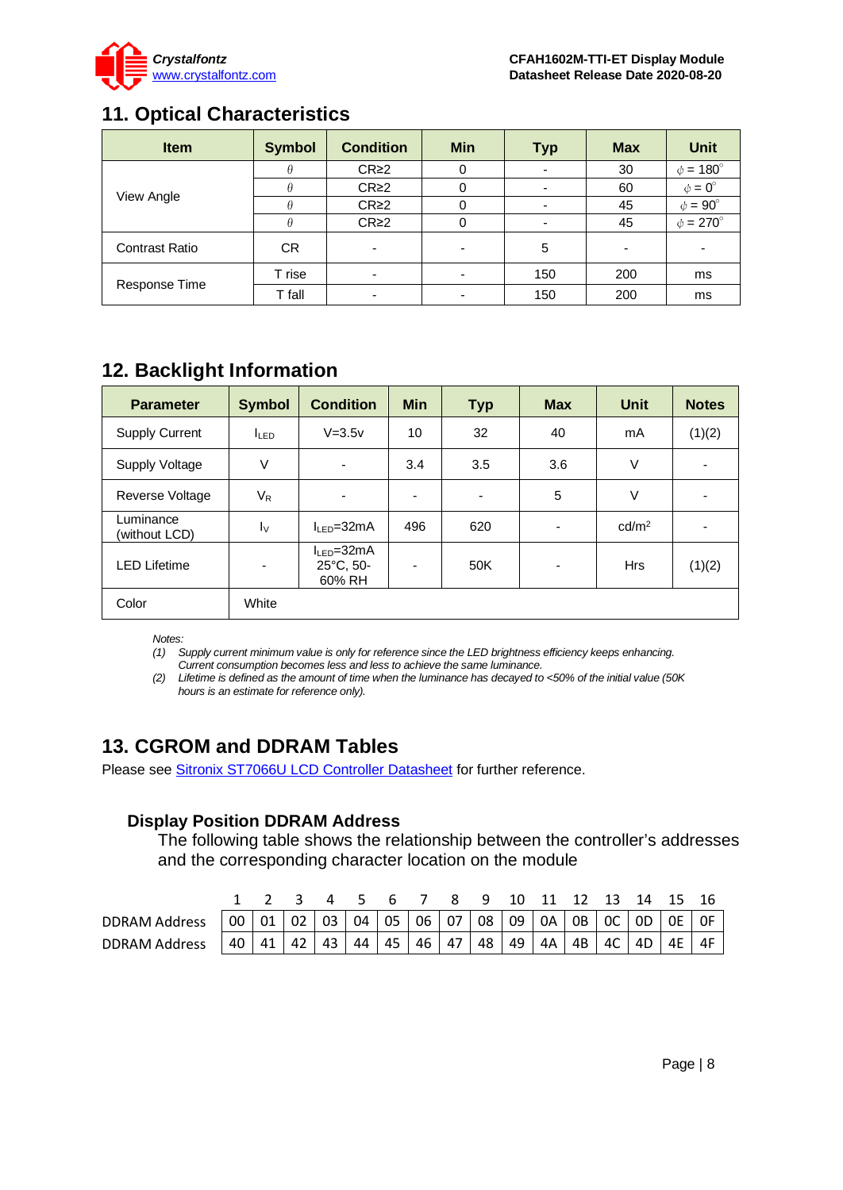## 11. Optical Characteristics

| Item | Symbol | Condition | Min | Typ | Max | Unit |
|---|---|---|---|---|---|---|
| View Angle | $\theta$ | CR≥2 | 0 | - | 30 | $\phi = 180°$ |
| | $\theta$ | CR≥2 | 0 | - | 60 | $\phi = 0°$ |
| | $\theta$ | CR≥2 | 0 | - | 45 | $\phi = 90°$ |
| | $\theta$ | CR≥2 | 0 | - | 45 | $\phi = 270°$ |
| Contrast Ratio | CR | - | - | 5 | - | - |
| Response Time | T rise | - | - | 150 | 200 | ms |
| | T fall | - | - | 150 | 200 | ms |

## 12. Backlight Information

| Parameter | Symbol | Condition | Min | Typ | Max | Unit | Notes |
|---|---|---|---|---|---|---|---|
| Supply Current | $I_{LED}$ | V=3.5v | 10 | 32 | 40 | mA | (1)(2) |
| Supply Voltage | V | - | 3.4 | 3.5 | 3.6 | V | - |
| Reverse Voltage | $V_R$ | - | - | - | 5 | V | - |
| Luminance (without LCD) | $I_V$ | $I_{LED}$=32mA | 496 | 620 | - | cd/m² | - |
| LED Lifetime | - | $I_{LED}$=32mA 25°C, 50-60% RH | - | 50K | - | Hrs | (1)(2) |
| Color | White | | | | | | |

*Notes:*

*(1) Supply current minimum value is only for reference since the LED brightness efficiency keeps enhancing. Current consumption becomes less and less to achieve the same luminance.*

*(2) Lifetime is defined as the amount of time when the luminance has decayed to <50% of the initial value (50K hours is an estimate for reference only).*

## 13. CGROM and DDRAM Tables

Please see Sitronix ST7066U LCD Controller Datasheet for further reference.

### Display Position DDRAM Address

The following table shows the relationship between the controller's addresses and the corresponding character location on the module

| | 1 | 2 | 3 | 4 | 5 | 6 | 7 | 8 | 9 | 10 | 11 | 12 | 13 | 14 | 15 | 16 |
|---|---|---|---|---|---|---|---|---|---|---|---|---|---|---|---|---|
| DDRAM Address | 00 | 01 | 02 | 03 | 04 | 05 | 06 | 07 | 08 | 09 | 0A | 0B | 0C | 0D | 0E | 0F |
| DDRAM Address | 40 | 41 | 42 | 43 | 44 | 45 | 46 | 47 | 48 | 49 | 4A | 4B | 4C | 4D | 4E | 4F |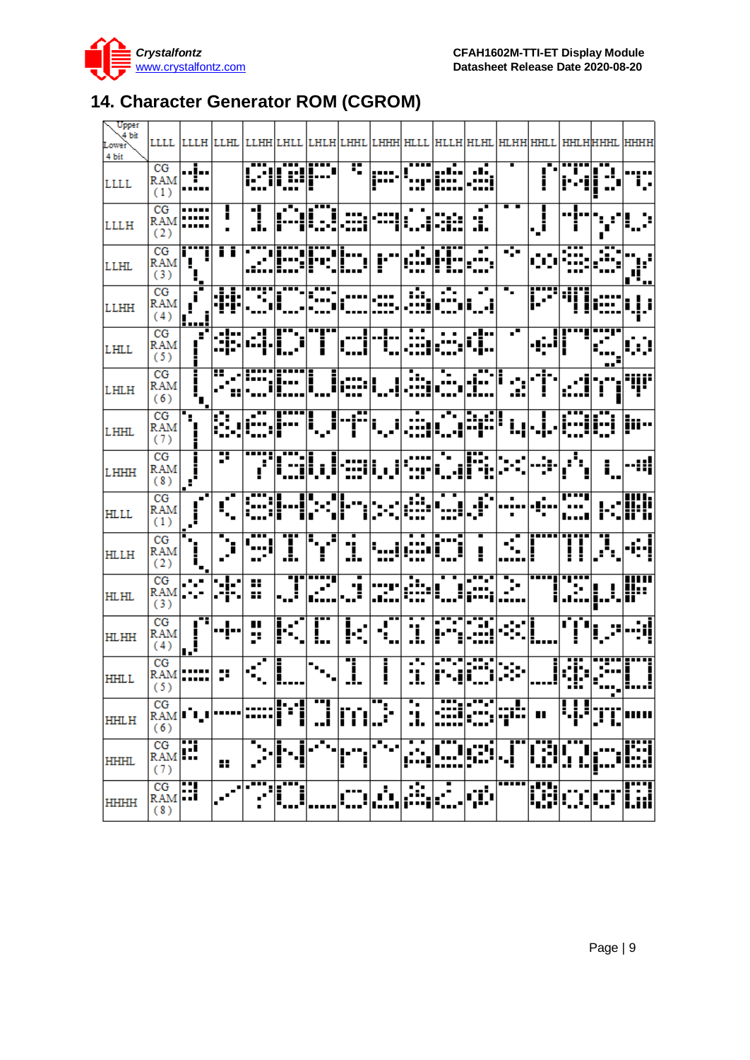# 14. Character Generator ROM (CGROM)

| Upper 4 bit / Lower 4 bit | LLLL | LLLH | LLHL | LLHH | LHLL | LHLH | LHHL | LHHH | HLLL | HLLH | HLHL | HLHH | HHLL | HHLH | HHHL | HHHH |
|---|---|---|---|---|---|---|---|---|---|---|---|---|---|---|---|---|
| LLLL | CG RAM (1) | | | | | | | | | | | | | | | |
| LLLH | CG RAM (2) | | | | | | | | | | | | | | | |
| LLHL | CG RAM (3) | | | | | | | | | | | | | | | |
| LLHH | CG RAM (4) | | | | | | | | | | | | | | | |
| LHLL | CG RAM (5) | | | | | | | | | | | | | | | |
| LHLH | CG RAM (6) | | | | | | | | | | | | | | | |
| LHHL | CG RAM (7) | | | | | | | | | | | | | | | |
| LHHH | CG RAM (8) | | | | | | | | | | | | | | | |
| HLLL | CG RAM (1) | | | | | | | | | | | | | | | |
| HLLH | CG RAM (2) | | | | | | | | | | | | | | | |
| HLHL | CG RAM (3) | | | | | | | | | | | | | | | |
| HLHH | CG RAM (4) | | | | | | | | | | | | | | | |
| HHLL | CG RAM (5) | | | | | | | | | | | | | | | |
| HHLH | CG RAM (6) | | | | | | | | | | | | | | | |
| HHHL | CG RAM (7) | | | | | | | | | | | | | | | |
| HHHH | CG RAM (8) | | | | | | | | | | | | | | | |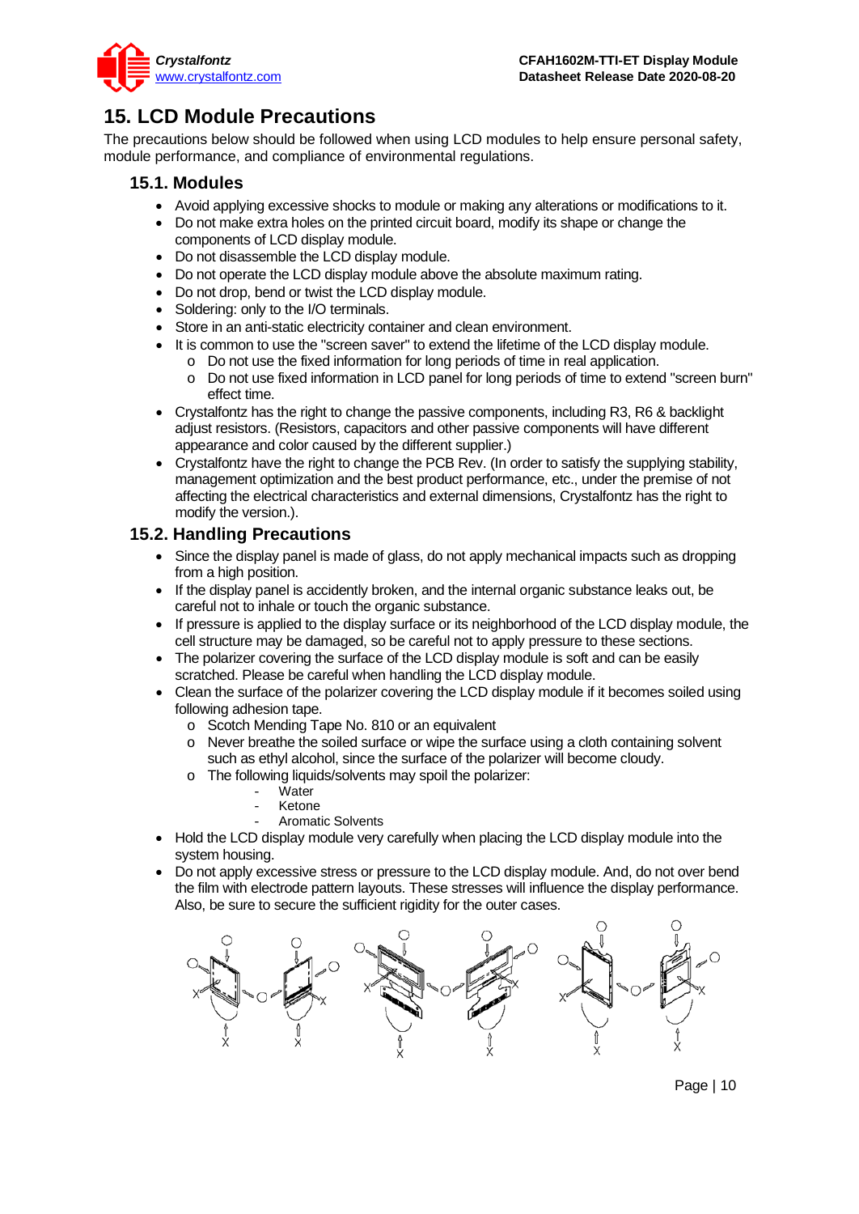# 15. LCD Module Precautions

The precautions below should be followed when using LCD modules to help ensure personal safety, module performance, and compliance of environmental regulations.

## 15.1. Modules

- Avoid applying excessive shocks to module or making any alterations or modifications to it.
- Do not make extra holes on the printed circuit board, modify its shape or change the components of LCD display module.
- Do not disassemble the LCD display module.
- Do not operate the LCD display module above the absolute maximum rating.
- Do not drop, bend or twist the LCD display module.
- Soldering: only to the I/O terminals.
- Store in an anti-static electricity container and clean environment.
- It is common to use the "screen saver" to extend the lifetime of the LCD display module.
  - Do not use the fixed information for long periods of time in real application.
  - Do not use fixed information in LCD panel for long periods of time to extend "screen burn" effect time.
- Crystalfontz has the right to change the passive components, including R3, R6 & backlight adjust resistors. (Resistors, capacitors and other passive components will have different appearance and color caused by the different supplier.)
- Crystalfontz have the right to change the PCB Rev. (In order to satisfy the supplying stability, management optimization and the best product performance, etc., under the premise of not affecting the electrical characteristics and external dimensions, Crystalfontz has the right to modify the version.).

## 15.2. Handling Precautions

- Since the display panel is made of glass, do not apply mechanical impacts such as dropping from a high position.
- If the display panel is accidently broken, and the internal organic substance leaks out, be careful not to inhale or touch the organic substance.
- If pressure is applied to the display surface or its neighborhood of the LCD display module, the cell structure may be damaged, so be careful not to apply pressure to these sections.
- The polarizer covering the surface of the LCD display module is soft and can be easily scratched. Please be careful when handling the LCD display module.
- Clean the surface of the polarizer covering the LCD display module if it becomes soiled using following adhesion tape.
  - Scotch Mending Tape No. 810 or an equivalent
  - Never breathe the soiled surface or wipe the surface using a cloth containing solvent such as ethyl alcohol, since the surface of the polarizer will become cloudy.
  - The following liquids/solvents may spoil the polarizer:
    - Water
    - Ketone
    - Aromatic Solvents
- Hold the LCD display module very carefully when placing the LCD display module into the system housing.
- Do not apply excessive stress or pressure to the LCD display module. And, do not over bend the film with electrode pattern layouts. These stresses will influence the display performance. Also, be sure to secure the sufficient rigidity for the outer cases.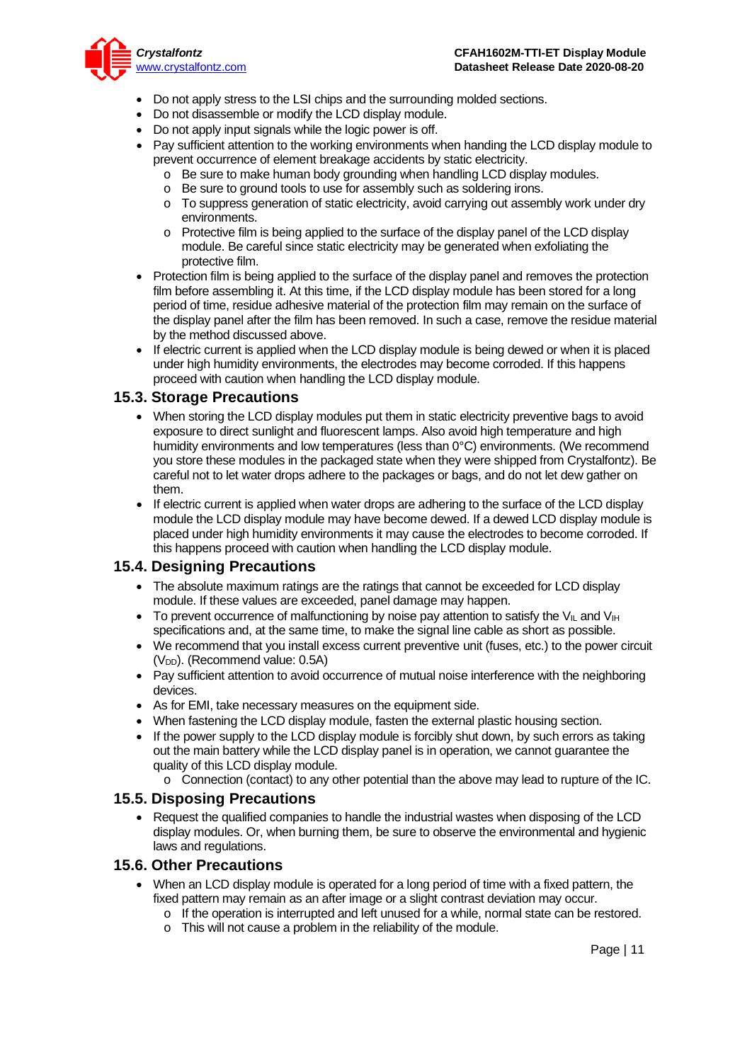- Do not apply stress to the LSI chips and the surrounding molded sections.
- Do not disassemble or modify the LCD display module.
- Do not apply input signals while the logic power is off.
- Pay sufficient attention to the working environments when handing the LCD display module to prevent occurrence of element breakage accidents by static electricity.
    - Be sure to make human body grounding when handling LCD display modules.
    - Be sure to ground tools to use for assembly such as soldering irons.
    - To suppress generation of static electricity, avoid carrying out assembly work under dry environments.
    - Protective film is being applied to the surface of the display panel of the LCD display module. Be careful since static electricity may be generated when exfoliating the protective film.
- Protection film is being applied to the surface of the display panel and removes the protection film before assembling it. At this time, if the LCD display module has been stored for a long period of time, residue adhesive material of the protection film may remain on the surface of the display panel after the film has been removed. In such a case, remove the residue material by the method discussed above.
- If electric current is applied when the LCD display module is being dewed or when it is placed under high humidity environments, the electrodes may become corroded. If this happens proceed with caution when handling the LCD display module.

## 15.3. Storage Precautions

- When storing the LCD display modules put them in static electricity preventive bags to avoid exposure to direct sunlight and fluorescent lamps. Also avoid high temperature and high humidity environments and low temperatures (less than 0°C) environments. (We recommend you store these modules in the packaged state when they were shipped from Crystalfontz). Be careful not to let water drops adhere to the packages or bags, and do not let dew gather on them.
- If electric current is applied when water drops are adhering to the surface of the LCD display module the LCD display module may have become dewed. If a dewed LCD display module is placed under high humidity environments it may cause the electrodes to become corroded. If this happens proceed with caution when handling the LCD display module.

## 15.4. Designing Precautions

- The absolute maximum ratings are the ratings that cannot be exceeded for LCD display module. If these values are exceeded, panel damage may happen.
- To prevent occurrence of malfunctioning by noise pay attention to satisfy the $V_{IL}$ and $V_{IH}$ specifications and, at the same time, to make the signal line cable as short as possible.
- We recommend that you install excess current preventive unit (fuses, etc.) to the power circuit ($V_{DD}$). (Recommend value: 0.5A)
- Pay sufficient attention to avoid occurrence of mutual noise interference with the neighboring devices.
- As for EMI, take necessary measures on the equipment side.
- When fastening the LCD display module, fasten the external plastic housing section.
- If the power supply to the LCD display module is forcibly shut down, by such errors as taking out the main battery while the LCD display panel is in operation, we cannot guarantee the quality of this LCD display module.
    - Connection (contact) to any other potential than the above may lead to rupture of the IC.

## 15.5. Disposing Precautions

- Request the qualified companies to handle the industrial wastes when disposing of the LCD display modules. Or, when burning them, be sure to observe the environmental and hygienic laws and regulations.

## 15.6. Other Precautions

- When an LCD display module is operated for a long period of time with a fixed pattern, the fixed pattern may remain as an after image or a slight contrast deviation may occur.
    - If the operation is interrupted and left unused for a while, normal state can be restored.
    - This will not cause a problem in the reliability of the module.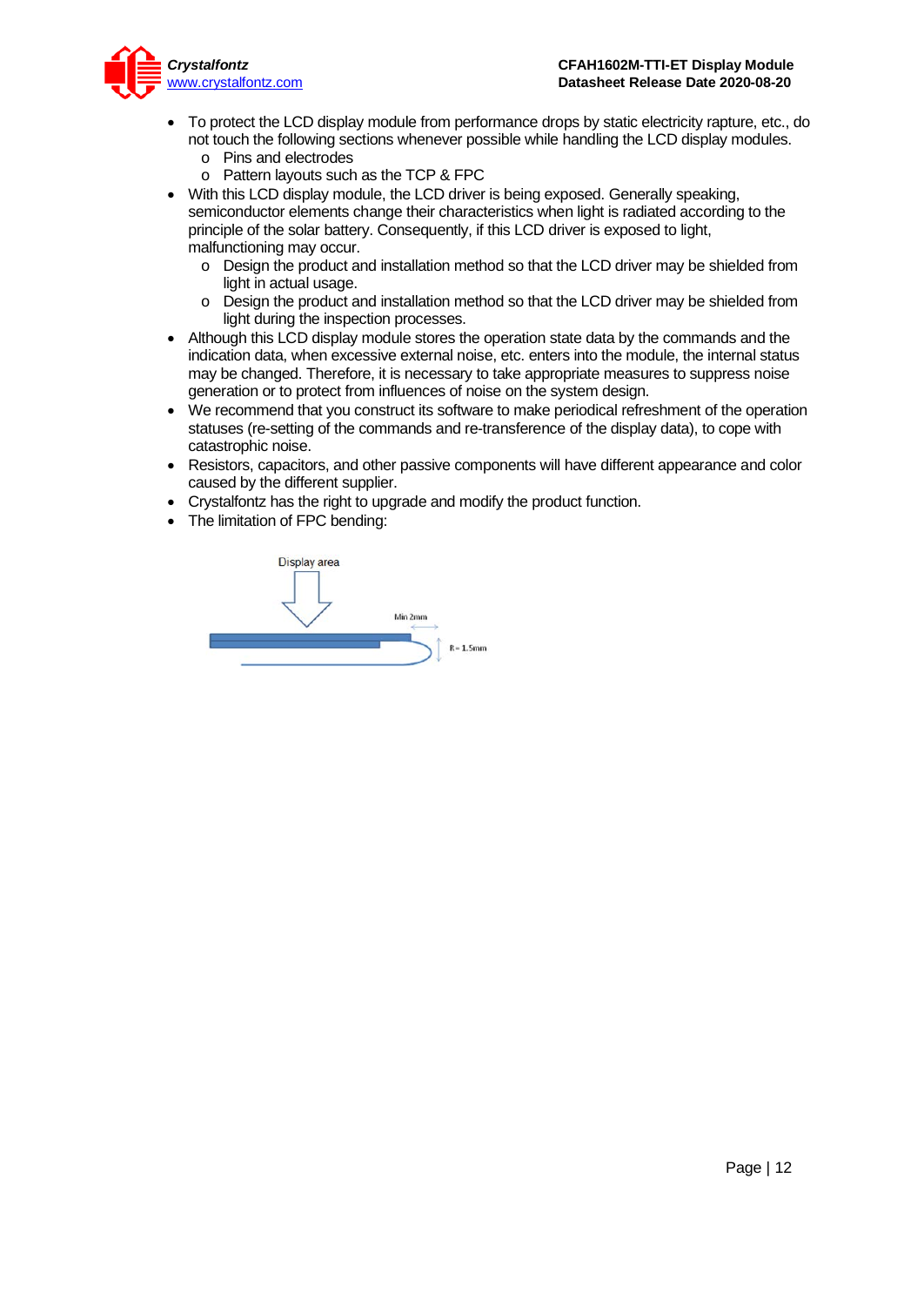- To protect the LCD display module from performance drops by static electricity rapture, etc., do not touch the following sections whenever possible while handling the LCD display modules.
  - Pins and electrodes
  - Pattern layouts such as the TCP & FPC
- With this LCD display module, the LCD driver is being exposed. Generally speaking, semiconductor elements change their characteristics when light is radiated according to the principle of the solar battery. Consequently, if this LCD driver is exposed to light, malfunctioning may occur.
  - Design the product and installation method so that the LCD driver may be shielded from light in actual usage.
  - Design the product and installation method so that the LCD driver may be shielded from light during the inspection processes.
- Although this LCD display module stores the operation state data by the commands and the indication data, when excessive external noise, etc. enters into the module, the internal status may be changed. Therefore, it is necessary to take appropriate measures to suppress noise generation or to protect from influences of noise on the system design.
- We recommend that you construct its software to make periodical refreshment of the operation statuses (re-setting of the commands and re-transference of the display data), to cope with catastrophic noise.
- Resistors, capacitors, and other passive components will have different appearance and color caused by the different supplier.
- Crystalfontz has the right to upgrade and modify the product function.
- The limitation of FPC bending:

Display area

Min 2mm

R= 1.5mm